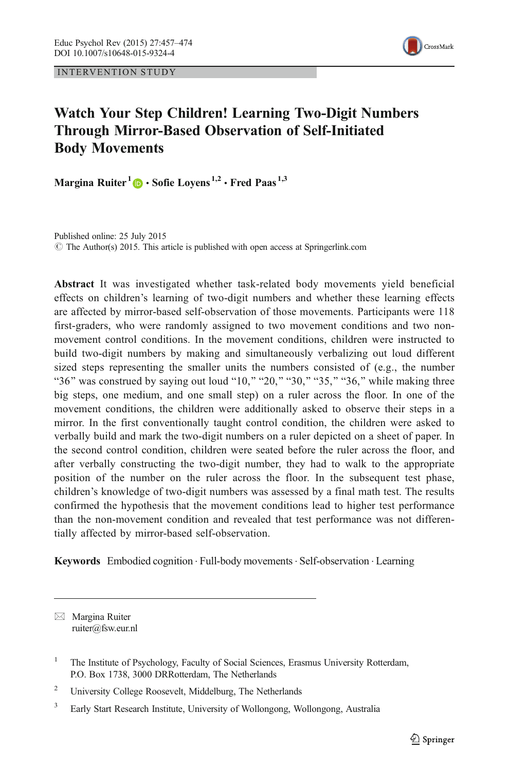INTERVENTION STUDY

# Watch Your Step Children! Learning Two-Digit Numbers Through Mirror-Based Observation of Self-Initiated Body Movements

**Margina Ruiter**[1] **· Sofie Loyens**[1,2] **· Fred Paas**[1,3]

Published online: 25 July 2015
© The Author(s) 2015. This article is published with open access at Springerlink.com

**Abstract** It was investigated whether task-related body movements yield beneficial effects on children's learning of two-digit numbers and whether these learning effects are affected by mirror-based self-observation of those movements. Participants were 118 first-graders, who were randomly assigned to two movement conditions and two non-movement control conditions. In the movement conditions, children were instructed to build two-digit numbers by making and simultaneously verbalizing out loud different sized steps representing the smaller units the numbers consisted of (e.g., the number "36" was construed by saying out loud "10," "20," "30," "35," "36," while making three big steps, one medium, and one small step) on a ruler across the floor. In one of the movement conditions, the children were additionally asked to observe their steps in a mirror. In the first conventionally taught control condition, the children were asked to verbally build and mark the two-digit numbers on a ruler depicted on a sheet of paper. In the second control condition, children were seated before the ruler across the floor, and after verbally constructing the two-digit number, they had to walk to the appropriate position of the number on the ruler across the floor. In the subsequent test phase, children's knowledge of two-digit numbers was assessed by a final math test. The results confirmed the hypothesis that the movement conditions lead to higher test performance than the non-movement condition and revealed that test performance was not differentially affected by mirror-based self-observation.

**Keywords** Embodied cognition · Full-body movements · Self-observation · Learning

✉ Margina Ruiter
ruiter@fsw.eur.nl

[1] The Institute of Psychology, Faculty of Social Sciences, Erasmus University Rotterdam, P.O. Box 1738, 3000 DRRotterdam, The Netherlands

[2] University College Roosevelt, Middelburg, The Netherlands

[3] Early Start Research Institute, University of Wollongong, Wollongong, Australia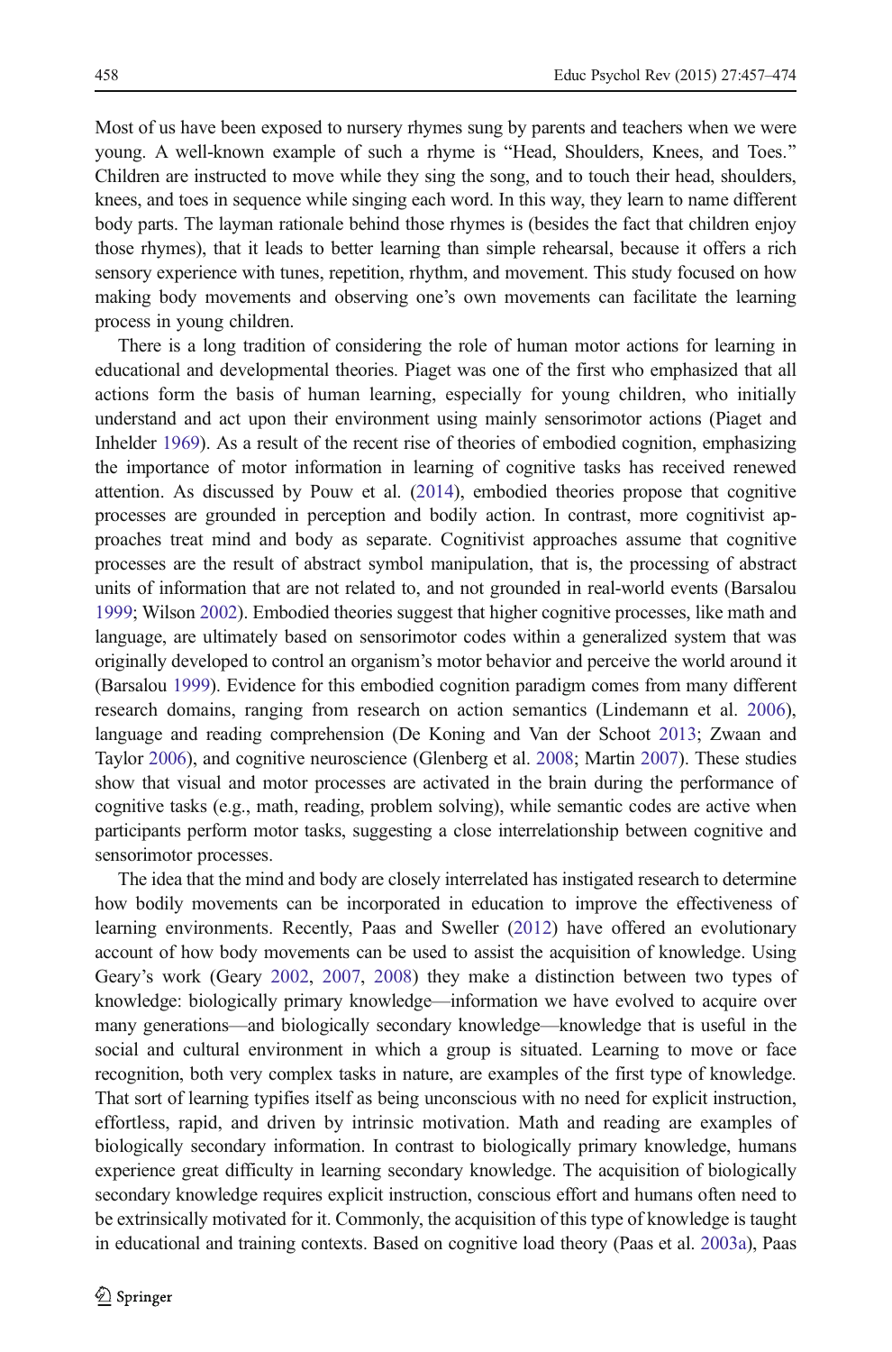Most of us have been exposed to nursery rhymes sung by parents and teachers when we were young. A well-known example of such a rhyme is "Head, Shoulders, Knees, and Toes." Children are instructed to move while they sing the song, and to touch their head, shoulders, knees, and toes in sequence while singing each word. In this way, they learn to name different body parts. The layman rationale behind those rhymes is (besides the fact that children enjoy those rhymes), that it leads to better learning than simple rehearsal, because it offers a rich sensory experience with tunes, repetition, rhythm, and movement. This study focused on how making body movements and observing one's own movements can facilitate the learning process in young children.

There is a long tradition of considering the role of human motor actions for learning in educational and developmental theories. Piaget was one of the first who emphasized that all actions form the basis of human learning, especially for young children, who initially understand and act upon their environment using mainly sensorimotor actions (Piaget and Inhelder 1969). As a result of the recent rise of theories of embodied cognition, emphasizing the importance of motor information in learning of cognitive tasks has received renewed attention. As discussed by Pouw et al. (2014), embodied theories propose that cognitive processes are grounded in perception and bodily action. In contrast, more cognitivist approaches treat mind and body as separate. Cognitivist approaches assume that cognitive processes are the result of abstract symbol manipulation, that is, the processing of abstract units of information that are not related to, and not grounded in real-world events (Barsalou 1999; Wilson 2002). Embodied theories suggest that higher cognitive processes, like math and language, are ultimately based on sensorimotor codes within a generalized system that was originally developed to control an organism's motor behavior and perceive the world around it (Barsalou 1999). Evidence for this embodied cognition paradigm comes from many different research domains, ranging from research on action semantics (Lindemann et al. 2006), language and reading comprehension (De Koning and Van der Schoot 2013; Zwaan and Taylor 2006), and cognitive neuroscience (Glenberg et al. 2008; Martin 2007). These studies show that visual and motor processes are activated in the brain during the performance of cognitive tasks (e.g., math, reading, problem solving), while semantic codes are active when participants perform motor tasks, suggesting a close interrelationship between cognitive and sensorimotor processes.

The idea that the mind and body are closely interrelated has instigated research to determine how bodily movements can be incorporated in education to improve the effectiveness of learning environments. Recently, Paas and Sweller (2012) have offered an evolutionary account of how body movements can be used to assist the acquisition of knowledge. Using Geary's work (Geary 2002, 2007, 2008) they make a distinction between two types of knowledge: biologically primary knowledge—information we have evolved to acquire over many generations—and biologically secondary knowledge—knowledge that is useful in the social and cultural environment in which a group is situated. Learning to move or face recognition, both very complex tasks in nature, are examples of the first type of knowledge. That sort of learning typifies itself as being unconscious with no need for explicit instruction, effortless, rapid, and driven by intrinsic motivation. Math and reading are examples of biologically secondary information. In contrast to biologically primary knowledge, humans experience great difficulty in learning secondary knowledge. The acquisition of biologically secondary knowledge requires explicit instruction, conscious effort and humans often need to be extrinsically motivated for it. Commonly, the acquisition of this type of knowledge is taught in educational and training contexts. Based on cognitive load theory (Paas et al. 2003a), Paas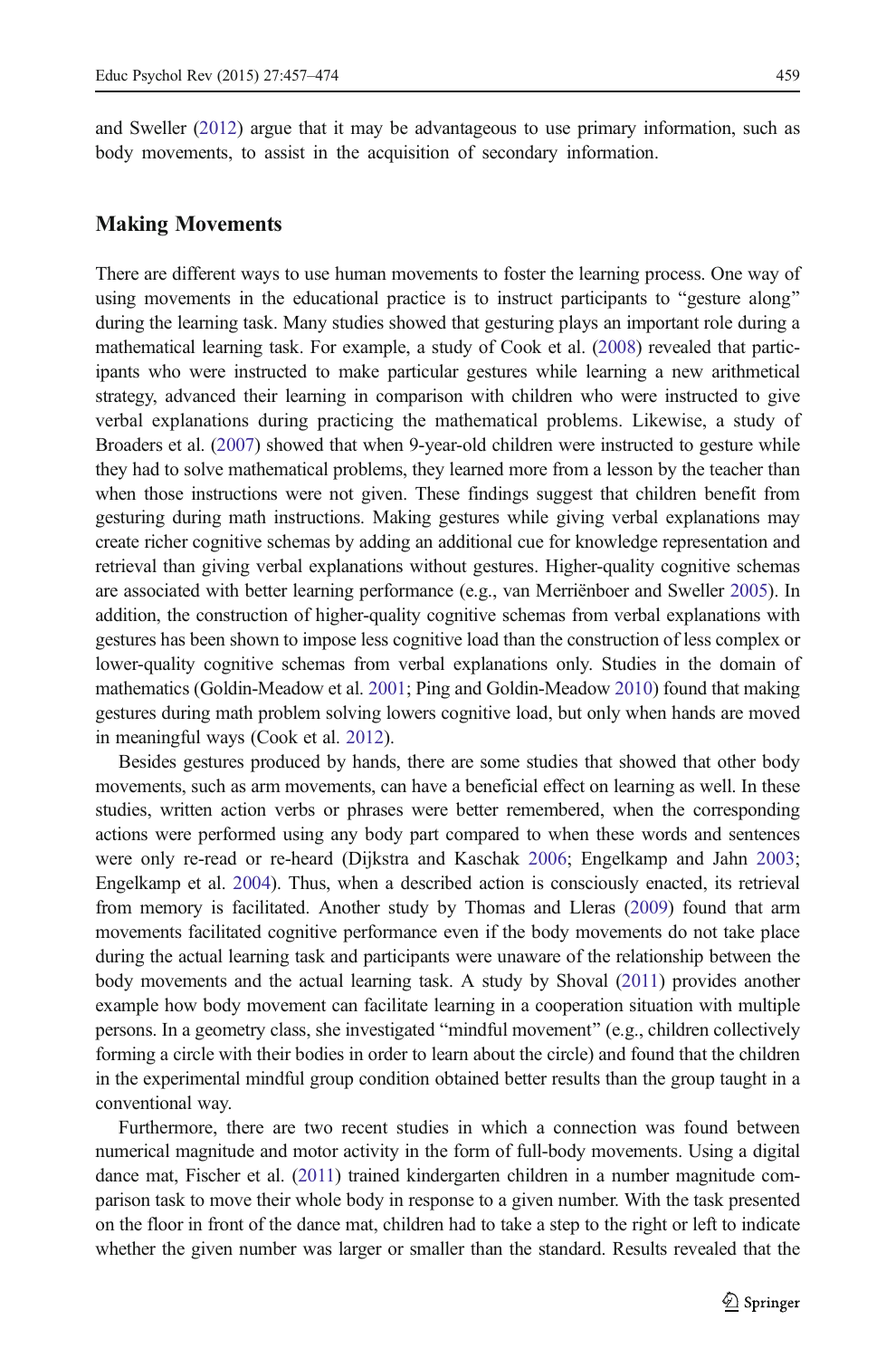and Sweller (2012) argue that it may be advantageous to use primary information, such as body movements, to assist in the acquisition of secondary information.

## Making Movements

There are different ways to use human movements to foster the learning process. One way of using movements in the educational practice is to instruct participants to "gesture along" during the learning task. Many studies showed that gesturing plays an important role during a mathematical learning task. For example, a study of Cook et al. (2008) revealed that participants who were instructed to make particular gestures while learning a new arithmetical strategy, advanced their learning in comparison with children who were instructed to give verbal explanations during practicing the mathematical problems. Likewise, a study of Broaders et al. (2007) showed that when 9-year-old children were instructed to gesture while they had to solve mathematical problems, they learned more from a lesson by the teacher than when those instructions were not given. These findings suggest that children benefit from gesturing during math instructions. Making gestures while giving verbal explanations may create richer cognitive schemas by adding an additional cue for knowledge representation and retrieval than giving verbal explanations without gestures. Higher-quality cognitive schemas are associated with better learning performance (e.g., van Merriënboer and Sweller 2005). In addition, the construction of higher-quality cognitive schemas from verbal explanations with gestures has been shown to impose less cognitive load than the construction of less complex or lower-quality cognitive schemas from verbal explanations only. Studies in the domain of mathematics (Goldin-Meadow et al. 2001; Ping and Goldin-Meadow 2010) found that making gestures during math problem solving lowers cognitive load, but only when hands are moved in meaningful ways (Cook et al. 2012).

Besides gestures produced by hands, there are some studies that showed that other body movements, such as arm movements, can have a beneficial effect on learning as well. In these studies, written action verbs or phrases were better remembered, when the corresponding actions were performed using any body part compared to when these words and sentences were only re-read or re-heard (Dijkstra and Kaschak 2006; Engelkamp and Jahn 2003; Engelkamp et al. 2004). Thus, when a described action is consciously enacted, its retrieval from memory is facilitated. Another study by Thomas and Lleras (2009) found that arm movements facilitated cognitive performance even if the body movements do not take place during the actual learning task and participants were unaware of the relationship between the body movements and the actual learning task. A study by Shoval (2011) provides another example how body movement can facilitate learning in a cooperation situation with multiple persons. In a geometry class, she investigated "mindful movement" (e.g., children collectively forming a circle with their bodies in order to learn about the circle) and found that the children in the experimental mindful group condition obtained better results than the group taught in a conventional way.

Furthermore, there are two recent studies in which a connection was found between numerical magnitude and motor activity in the form of full-body movements. Using a digital dance mat, Fischer et al. (2011) trained kindergarten children in a number magnitude comparison task to move their whole body in response to a given number. With the task presented on the floor in front of the dance mat, children had to take a step to the right or left to indicate whether the given number was larger or smaller than the standard. Results revealed that the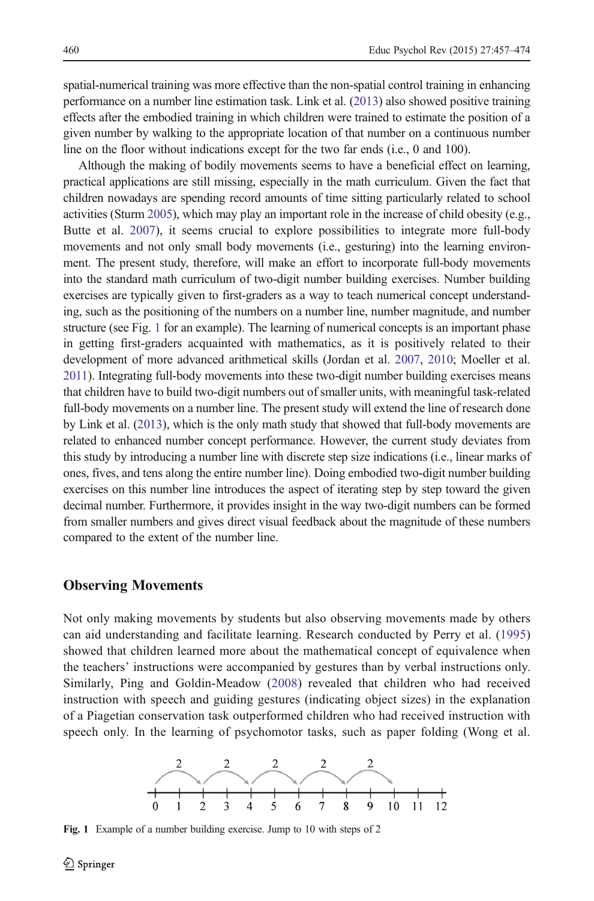spatial-numerical training was more effective than the non-spatial control training in enhancing performance on a number line estimation task. Link et al. (2013) also showed positive training effects after the embodied training in which children were trained to estimate the position of a given number by walking to the appropriate location of that number on a continuous number line on the floor without indications except for the two far ends (i.e., 0 and 100).

Although the making of bodily movements seems to have a beneficial effect on learning, practical applications are still missing, especially in the math curriculum. Given the fact that children nowadays are spending record amounts of time sitting particularly related to school activities (Sturm 2005), which may play an important role in the increase of child obesity (e.g., Butte et al. 2007), it seems crucial to explore possibilities to integrate more full-body movements and not only small body movements (i.e., gesturing) into the learning environment. The present study, therefore, will make an effort to incorporate full-body movements into the standard math curriculum of two-digit number building exercises. Number building exercises are typically given to first-graders as a way to teach numerical concept understanding, such as the positioning of the numbers on a number line, number magnitude, and number structure (see Fig. 1 for an example). The learning of numerical concepts is an important phase in getting first-graders acquainted with mathematics, as it is positively related to their development of more advanced arithmetical skills (Jordan et al. 2007, 2010; Moeller et al. 2011). Integrating full-body movements into these two-digit number building exercises means that children have to build two-digit numbers out of smaller units, with meaningful task-related full-body movements on a number line. The present study will extend the line of research done by Link et al. (2013), which is the only math study that showed that full-body movements are related to enhanced number concept performance. However, the current study deviates from this study by introducing a number line with discrete step size indications (i.e., linear marks of ones, fives, and tens along the entire number line). Doing embodied two-digit number building exercises on this number line introduces the aspect of iterating step by step toward the given decimal number. Furthermore, it provides insight in the way two-digit numbers can be formed from smaller numbers and gives direct visual feedback about the magnitude of these numbers compared to the extent of the number line.

## Observing Movements

Not only making movements by students but also observing movements made by others can aid understanding and facilitate learning. Research conducted by Perry et al. (1995) showed that children learned more about the mathematical concept of equivalence when the teachers' instructions were accompanied by gestures than by verbal instructions only. Similarly, Ping and Goldin-Meadow (2008) revealed that children who had received instruction with speech and guiding gestures (indicating object sizes) in the explanation of a Piagetian conservation task outperformed children who had received instruction with speech only. In the learning of psychomotor tasks, such as paper folding (Wong et al.

**Fig. 1** Example of a number building exercise. Jump to 10 with steps of 2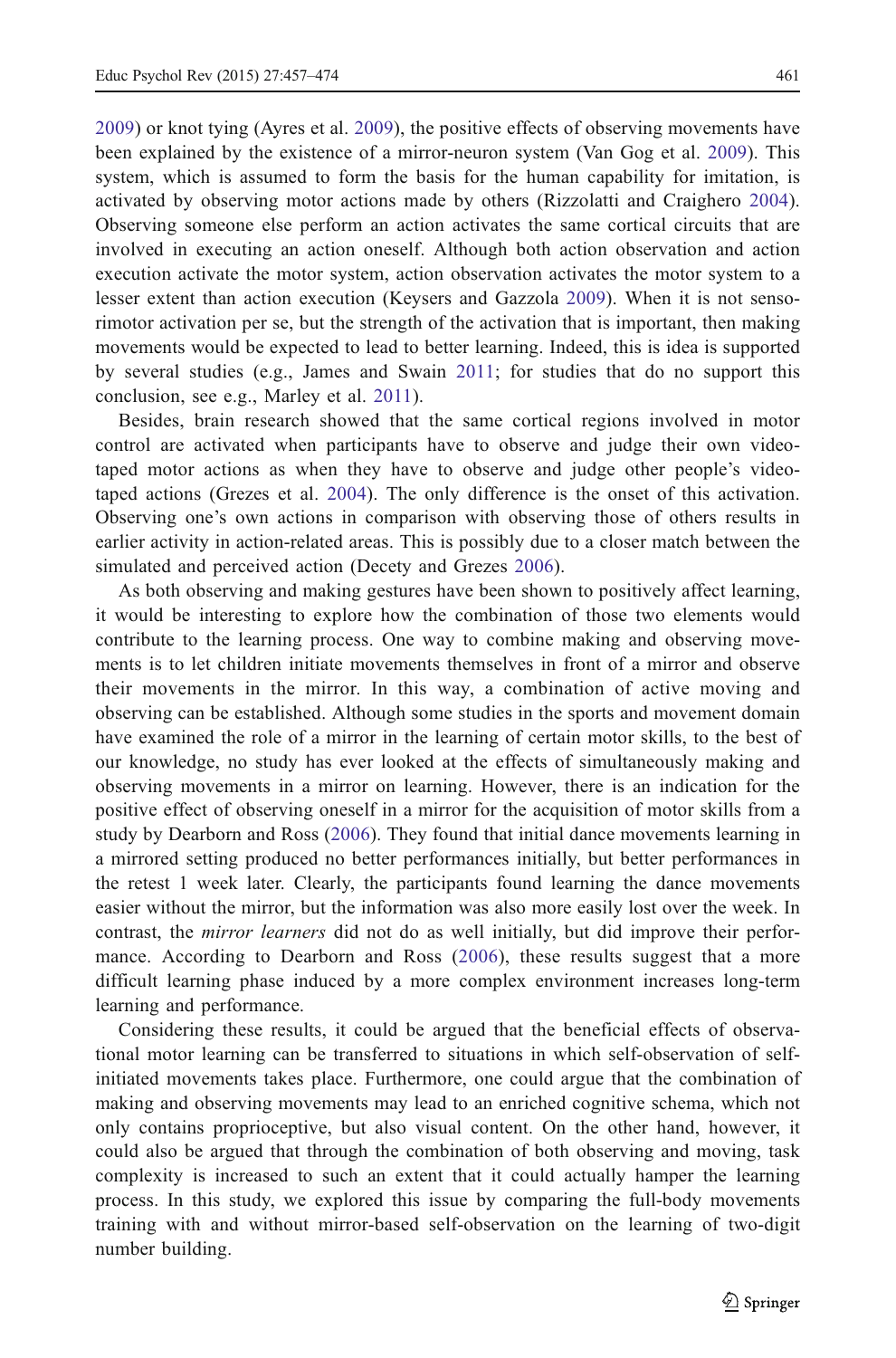2009) or knot tying (Ayres et al. 2009), the positive effects of observing movements have been explained by the existence of a mirror-neuron system (Van Gog et al. 2009). This system, which is assumed to form the basis for the human capability for imitation, is activated by observing motor actions made by others (Rizzolatti and Craighero 2004). Observing someone else perform an action activates the same cortical circuits that are involved in executing an action oneself. Although both action observation and action execution activate the motor system, action observation activates the motor system to a lesser extent than action execution (Keysers and Gazzola 2009). When it is not sensorimotor activation per se, but the strength of the activation that is important, then making movements would be expected to lead to better learning. Indeed, this is idea is supported by several studies (e.g., James and Swain 2011; for studies that do no support this conclusion, see e.g., Marley et al. 2011).

Besides, brain research showed that the same cortical regions involved in motor control are activated when participants have to observe and judge their own videotaped motor actions as when they have to observe and judge other people's videotaped actions (Grezes et al. 2004). The only difference is the onset of this activation. Observing one's own actions in comparison with observing those of others results in earlier activity in action-related areas. This is possibly due to a closer match between the simulated and perceived action (Decety and Grezes 2006).

As both observing and making gestures have been shown to positively affect learning, it would be interesting to explore how the combination of those two elements would contribute to the learning process. One way to combine making and observing movements is to let children initiate movements themselves in front of a mirror and observe their movements in the mirror. In this way, a combination of active moving and observing can be established. Although some studies in the sports and movement domain have examined the role of a mirror in the learning of certain motor skills, to the best of our knowledge, no study has ever looked at the effects of simultaneously making and observing movements in a mirror on learning. However, there is an indication for the positive effect of observing oneself in a mirror for the acquisition of motor skills from a study by Dearborn and Ross (2006). They found that initial dance movements learning in a mirrored setting produced no better performances initially, but better performances in the retest 1 week later. Clearly, the participants found learning the dance movements easier without the mirror, but the information was also more easily lost over the week. In contrast, the *mirror learners* did not do as well initially, but did improve their performance. According to Dearborn and Ross (2006), these results suggest that a more difficult learning phase induced by a more complex environment increases long-term learning and performance.

Considering these results, it could be argued that the beneficial effects of observational motor learning can be transferred to situations in which self-observation of self-initiated movements takes place. Furthermore, one could argue that the combination of making and observing movements may lead to an enriched cognitive schema, which not only contains proprioceptive, but also visual content. On the other hand, however, it could also be argued that through the combination of both observing and moving, task complexity is increased to such an extent that it could actually hamper the learning process. In this study, we explored this issue by comparing the full-body movements training with and without mirror-based self-observation on the learning of two-digit number building.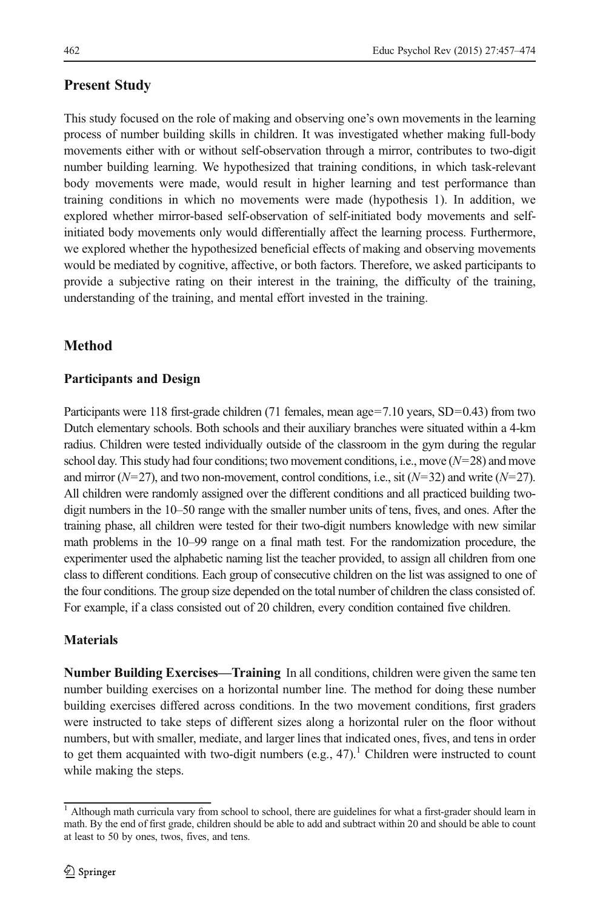## Present Study

This study focused on the role of making and observing one's own movements in the learning process of number building skills in children. It was investigated whether making full-body movements either with or without self-observation through a mirror, contributes to two-digit number building learning. We hypothesized that training conditions, in which task-relevant body movements were made, would result in higher learning and test performance than training conditions in which no movements were made (hypothesis 1). In addition, we explored whether mirror-based self-observation of self-initiated body movements and self-initiated body movements only would differentially affect the learning process. Furthermore, we explored whether the hypothesized beneficial effects of making and observing movements would be mediated by cognitive, affective, or both factors. Therefore, we asked participants to provide a subjective rating on their interest in the training, the difficulty of the training, understanding of the training, and mental effort invested in the training.

## Method

### Participants and Design

Participants were 118 first-grade children (71 females, mean age=7.10 years, SD=0.43) from two Dutch elementary schools. Both schools and their auxiliary branches were situated within a 4-km radius. Children were tested individually outside of the classroom in the gym during the regular school day. This study had four conditions; two movement conditions, i.e., move ($N$=28) and move and mirror ($N$=27), and two non-movement, control conditions, i.e., sit ($N$=32) and write ($N$=27). All children were randomly assigned over the different conditions and all practiced building two-digit numbers in the 10–50 range with the smaller number units of tens, fives, and ones. After the training phase, all children were tested for their two-digit numbers knowledge with new similar math problems in the 10–99 range on a final math test. For the randomization procedure, the experimenter used the alphabetic naming list the teacher provided, to assign all children from one class to different conditions. Each group of consecutive children on the list was assigned to one of the four conditions. The group size depended on the total number of children the class consisted of. For example, if a class consisted out of 20 children, every condition contained five children.

### Materials

**Number Building Exercises—Training** In all conditions, children were given the same ten number building exercises on a horizontal number line. The method for doing these number building exercises differed across conditions. In the two movement conditions, first graders were instructed to take steps of different sizes along a horizontal ruler on the floor without numbers, but with smaller, mediate, and larger lines that indicated ones, fives, and tens in order to get them acquainted with two-digit numbers (e.g., 47).[1] Children were instructed to count while making the steps.

[1] Although math curricula vary from school to school, there are guidelines for what a first-grader should learn in math. By the end of first grade, children should be able to add and subtract within 20 and should be able to count at least to 50 by ones, twos, fives, and tens.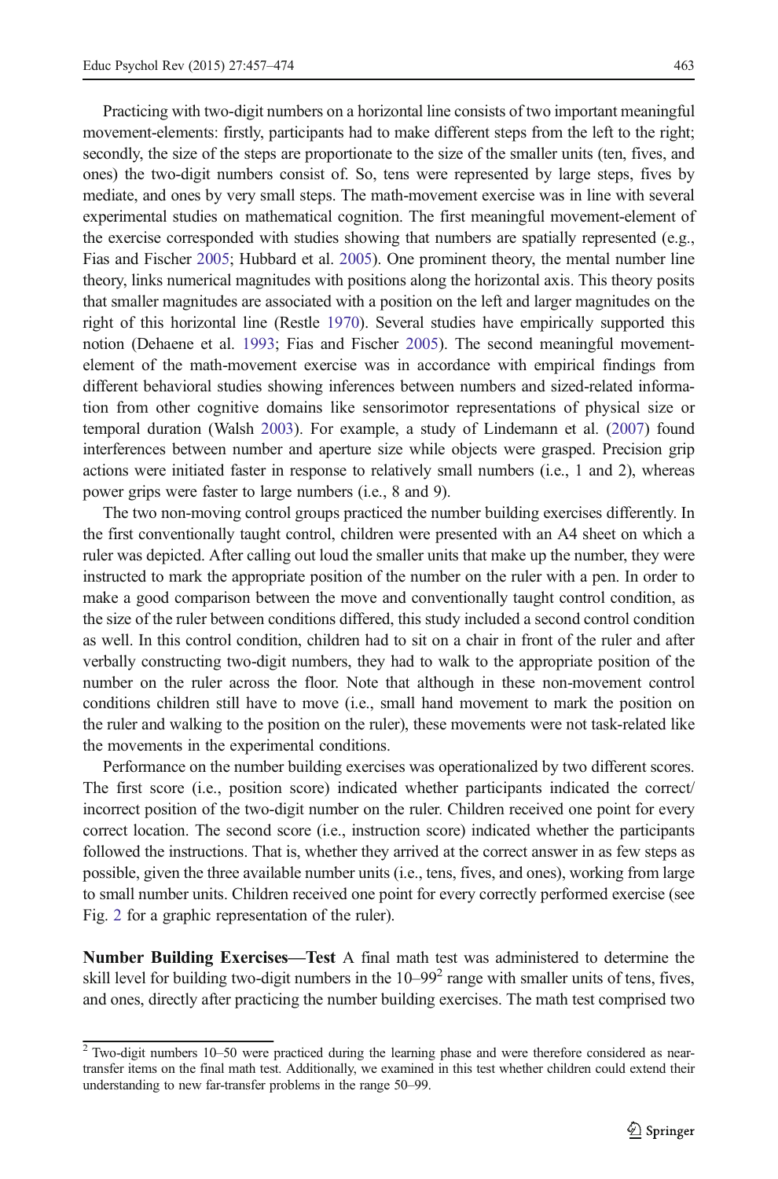Practicing with two-digit numbers on a horizontal line consists of two important meaningful movement-elements: firstly, participants had to make different steps from the left to the right; secondly, the size of the steps are proportionate to the size of the smaller units (ten, fives, and ones) the two-digit numbers consist of. So, tens were represented by large steps, fives by mediate, and ones by very small steps. The math-movement exercise was in line with several experimental studies on mathematical cognition. The first meaningful movement-element of the exercise corresponded with studies showing that numbers are spatially represented (e.g., Fias and Fischer 2005; Hubbard et al. 2005). One prominent theory, the mental number line theory, links numerical magnitudes with positions along the horizontal axis. This theory posits that smaller magnitudes are associated with a position on the left and larger magnitudes on the right of this horizontal line (Restle 1970). Several studies have empirically supported this notion (Dehaene et al. 1993; Fias and Fischer 2005). The second meaningful movement-element of the math-movement exercise was in accordance with empirical findings from different behavioral studies showing inferences between numbers and sized-related information from other cognitive domains like sensorimotor representations of physical size or temporal duration (Walsh 2003). For example, a study of Lindemann et al. (2007) found interferences between number and aperture size while objects were grasped. Precision grip actions were initiated faster in response to relatively small numbers (i.e., 1 and 2), whereas power grips were faster to large numbers (i.e., 8 and 9).

The two non-moving control groups practiced the number building exercises differently. In the first conventionally taught control, children were presented with an A4 sheet on which a ruler was depicted. After calling out loud the smaller units that make up the number, they were instructed to mark the appropriate position of the number on the ruler with a pen. In order to make a good comparison between the move and conventionally taught control condition, as the size of the ruler between conditions differed, this study included a second control condition as well. In this control condition, children had to sit on a chair in front of the ruler and after verbally constructing two-digit numbers, they had to walk to the appropriate position of the number on the ruler across the floor. Note that although in these non-movement control conditions children still have to move (i.e., small hand movement to mark the position on the ruler and walking to the position on the ruler), these movements were not task-related like the movements in the experimental conditions.

Performance on the number building exercises was operationalized by two different scores. The first score (i.e., position score) indicated whether participants indicated the correct/incorrect position of the two-digit number on the ruler. Children received one point for every correct location. The second score (i.e., instruction score) indicated whether the participants followed the instructions. That is, whether they arrived at the correct answer in as few steps as possible, given the three available number units (i.e., tens, fives, and ones), working from large to small number units. Children received one point for every correctly performed exercise (see Fig. 2 for a graphic representation of the ruler).

**Number Building Exercises—Test** A final math test was administered to determine the skill level for building two-digit numbers in the 10–99[2] range with smaller units of tens, fives, and ones, directly after practicing the number building exercises. The math test comprised two

[2] Two-digit numbers 10–50 were practiced during the learning phase and were therefore considered as near-transfer items on the final math test. Additionally, we examined in this test whether children could extend their understanding to new far-transfer problems in the range 50–99.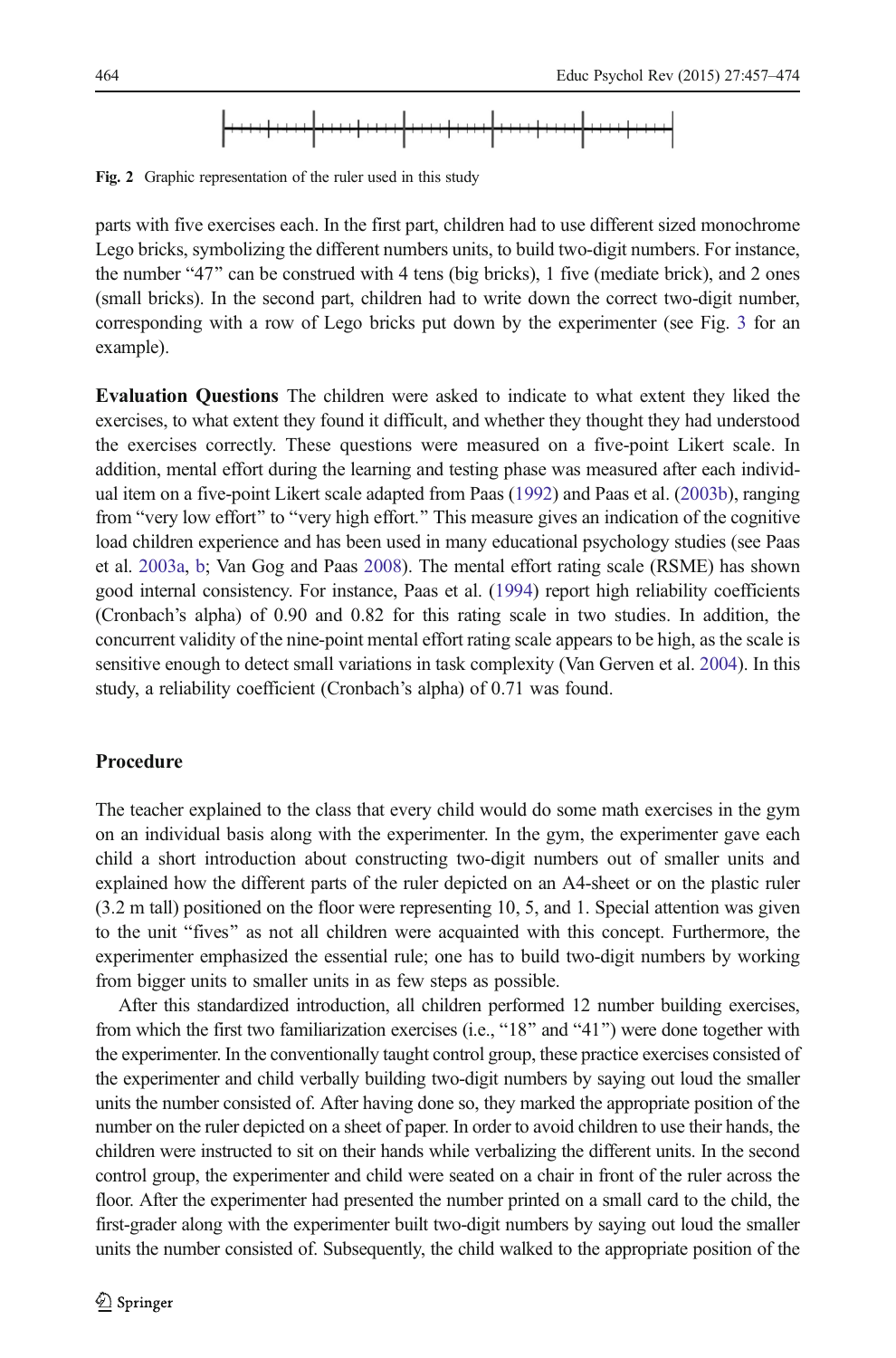Fig. 2 Graphic representation of the ruler used in this study

parts with five exercises each. In the first part, children had to use different sized monochrome Lego bricks, symbolizing the different numbers units, to build two-digit numbers. For instance, the number "47" can be construed with 4 tens (big bricks), 1 five (mediate brick), and 2 ones (small bricks). In the second part, children had to write down the correct two-digit number, corresponding with a row of Lego bricks put down by the experimenter (see Fig. 3 for an example).

**Evaluation Questions** The children were asked to indicate to what extent they liked the exercises, to what extent they found it difficult, and whether they thought they had understood the exercises correctly. These questions were measured on a five-point Likert scale. In addition, mental effort during the learning and testing phase was measured after each individual item on a five-point Likert scale adapted from Paas (1992) and Paas et al. (2003b), ranging from "very low effort" to "very high effort." This measure gives an indication of the cognitive load children experience and has been used in many educational psychology studies (see Paas et al. 2003a, b; Van Gog and Paas 2008). The mental effort rating scale (RSME) has shown good internal consistency. For instance, Paas et al. (1994) report high reliability coefficients (Cronbach's alpha) of 0.90 and 0.82 for this rating scale in two studies. In addition, the concurrent validity of the nine-point mental effort rating scale appears to be high, as the scale is sensitive enough to detect small variations in task complexity (Van Gerven et al. 2004). In this study, a reliability coefficient (Cronbach's alpha) of 0.71 was found.

## Procedure

The teacher explained to the class that every child would do some math exercises in the gym on an individual basis along with the experimenter. In the gym, the experimenter gave each child a short introduction about constructing two-digit numbers out of smaller units and explained how the different parts of the ruler depicted on an A4-sheet or on the plastic ruler (3.2 m tall) positioned on the floor were representing 10, 5, and 1. Special attention was given to the unit "fives" as not all children were acquainted with this concept. Furthermore, the experimenter emphasized the essential rule; one has to build two-digit numbers by working from bigger units to smaller units in as few steps as possible.

After this standardized introduction, all children performed 12 number building exercises, from which the first two familiarization exercises (i.e., "18" and "41") were done together with the experimenter. In the conventionally taught control group, these practice exercises consisted of the experimenter and child verbally building two-digit numbers by saying out loud the smaller units the number consisted of. After having done so, they marked the appropriate position of the number on the ruler depicted on a sheet of paper. In order to avoid children to use their hands, the children were instructed to sit on their hands while verbalizing the different units. In the second control group, the experimenter and child were seated on a chair in front of the ruler across the floor. After the experimenter had presented the number printed on a small card to the child, the first-grader along with the experimenter built two-digit numbers by saying out loud the smaller units the number consisted of. Subsequently, the child walked to the appropriate position of the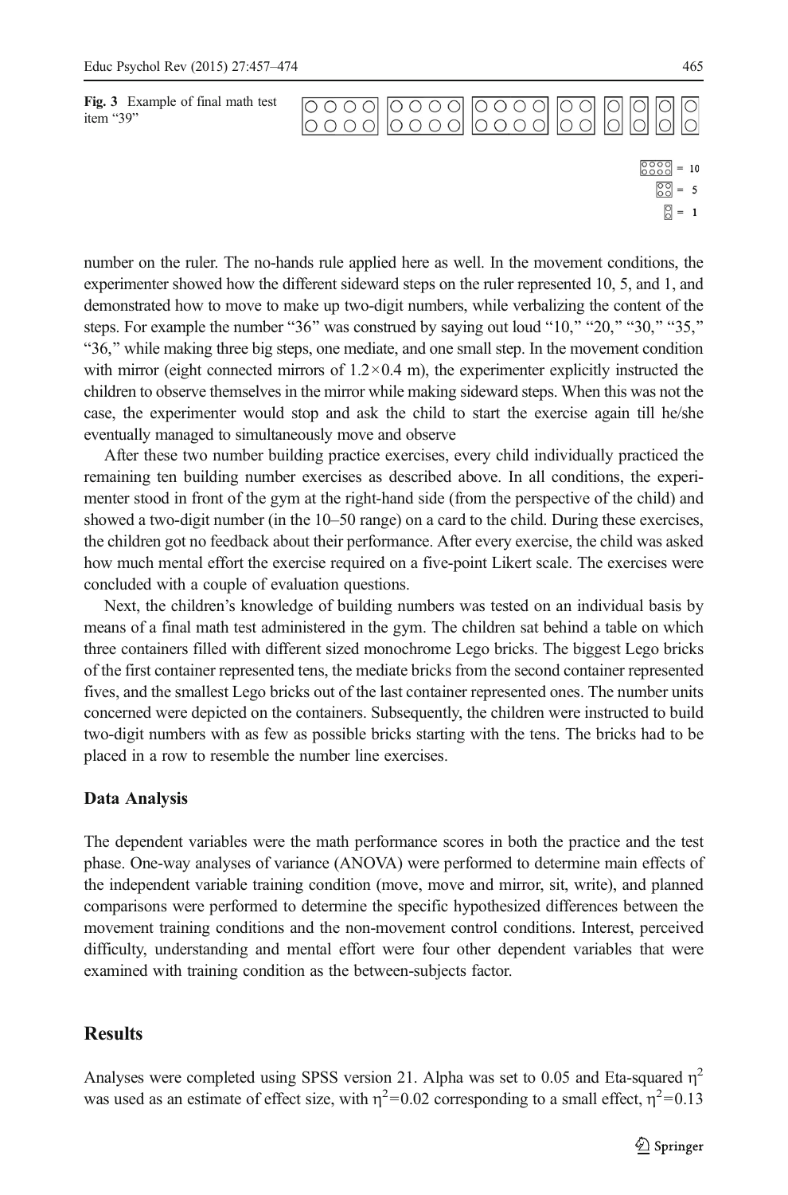Fig. 3 Example of final math test item "39"

= 10

= 5

= 1

number on the ruler. The no-hands rule applied here as well. In the movement conditions, the experimenter showed how the different sideward steps on the ruler represented 10, 5, and 1, and demonstrated how to move to make up two-digit numbers, while verbalizing the content of the steps. For example the number "36" was construed by saying out loud "10," "20," "30," "35," "36," while making three big steps, one mediate, and one small step. In the movement condition with mirror (eight connected mirrors of 1.2×0.4 m), the experimenter explicitly instructed the children to observe themselves in the mirror while making sideward steps. When this was not the case, the experimenter would stop and ask the child to start the exercise again till he/she eventually managed to simultaneously move and observe

After these two number building practice exercises, every child individually practiced the remaining ten building number exercises as described above. In all conditions, the experimenter stood in front of the gym at the right-hand side (from the perspective of the child) and showed a two-digit number (in the 10–50 range) on a card to the child. During these exercises, the children got no feedback about their performance. After every exercise, the child was asked how much mental effort the exercise required on a five-point Likert scale. The exercises were concluded with a couple of evaluation questions.

Next, the children's knowledge of building numbers was tested on an individual basis by means of a final math test administered in the gym. The children sat behind a table on which three containers filled with different sized monochrome Lego bricks. The biggest Lego bricks of the first container represented tens, the mediate bricks from the second container represented fives, and the smallest Lego bricks out of the last container represented ones. The number units concerned were depicted on the containers. Subsequently, the children were instructed to build two-digit numbers with as few as possible bricks starting with the tens. The bricks had to be placed in a row to resemble the number line exercises.

### Data Analysis

The dependent variables were the math performance scores in both the practice and the test phase. One-way analyses of variance (ANOVA) were performed to determine main effects of the independent variable training condition (move, move and mirror, sit, write), and planned comparisons were performed to determine the specific hypothesized differences between the movement training conditions and the non-movement control conditions. Interest, perceived difficulty, understanding and mental effort were four other dependent variables that were examined with training condition as the between-subjects factor.

## Results

Analyses were completed using SPSS version 21. Alpha was set to 0.05 and Eta-squared $\eta^2$ was used as an estimate of effect size, with $\eta^2=0.02$ corresponding to a small effect, $\eta^2=0.13$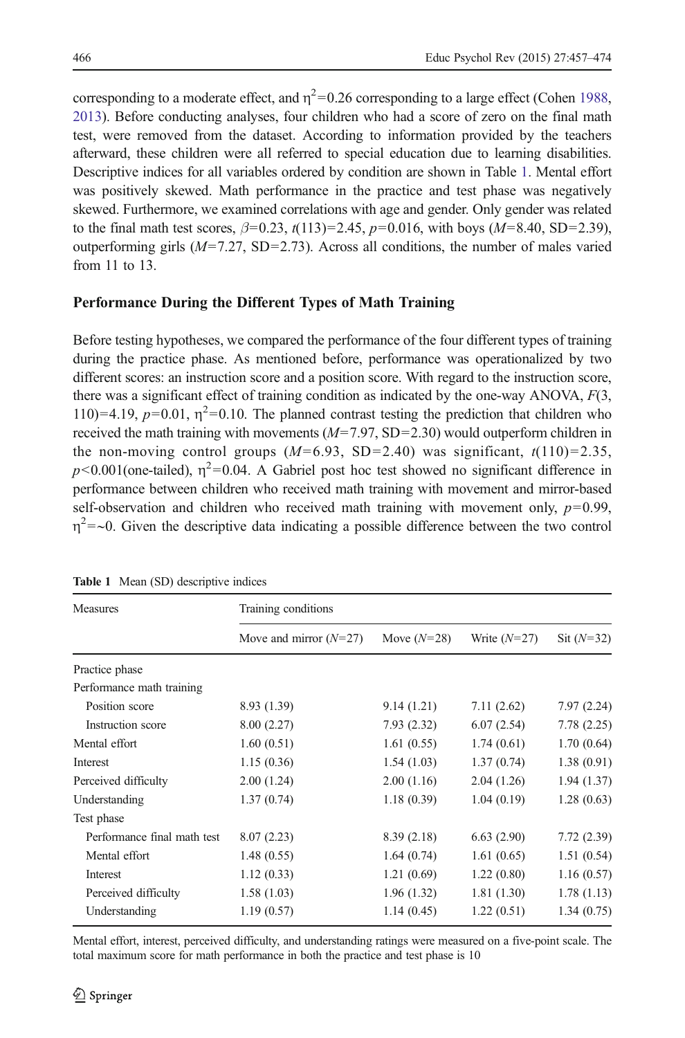corresponding to a moderate effect, and $\eta^2=0.26$ corresponding to a large effect (Cohen 1988, 2013). Before conducting analyses, four children who had a score of zero on the final math test, were removed from the dataset. According to information provided by the teachers afterward, these children were all referred to special education due to learning disabilities. Descriptive indices for all variables ordered by condition are shown in Table 1. Mental effort was positively skewed. Math performance in the practice and test phase was negatively skewed. Furthermore, we examined correlations with age and gender. Only gender was related to the final math test scores, $\beta=0.23$, $t(113)=2.45$, $p=0.016$, with boys ($M=8.40$, SD=2.39), outperforming girls ($M=7.27$, SD=2.73). Across all conditions, the number of males varied from 11 to 13.

## Performance During the Different Types of Math Training

Before testing hypotheses, we compared the performance of the four different types of training during the practice phase. As mentioned before, performance was operationalized by two different scores: an instruction score and a position score. With regard to the instruction score, there was a significant effect of training condition as indicated by the one-way ANOVA, $F(3, 110)=4.19$, $p=0.01$, $\eta^2=0.10$. The planned contrast testing the prediction that children who received the math training with movements ($M=7.97$, SD=2.30) would outperform children in the non-moving control groups ($M=6.93$, SD=2.40) was significant, $t(110)=2.35$, $p<0.001$(one-tailed), $\eta^2=0.04$. A Gabriel post hoc test showed no significant difference in performance between children who received math training with movement and mirror-based self-observation and children who received math training with movement only, $p=0.99$, $\eta^2=\sim 0$. Given the descriptive data indicating a possible difference between the two control

**Table 1** Mean (SD) descriptive indices

| Measures | Training conditions | | | |
|---|---|---|---|---|
| | Move and mirror ($N=27$) | Move ($N=28$) | Write ($N=27$) | Sit ($N=32$) |
| Practice phase | | | | |
| Performance math training | | | | |
| Position score | 8.93 (1.39) | 9.14 (1.21) | 7.11 (2.62) | 7.97 (2.24) |
| Instruction score | 8.00 (2.27) | 7.93 (2.32) | 6.07 (2.54) | 7.78 (2.25) |
| Mental effort | 1.60 (0.51) | 1.61 (0.55) | 1.74 (0.61) | 1.70 (0.64) |
| Interest | 1.15 (0.36) | 1.54 (1.03) | 1.37 (0.74) | 1.38 (0.91) |
| Perceived difficulty | 2.00 (1.24) | 2.00 (1.16) | 2.04 (1.26) | 1.94 (1.37) |
| Understanding | 1.37 (0.74) | 1.18 (0.39) | 1.04 (0.19) | 1.28 (0.63) |
| Test phase | | | | |
| Performance final math test | 8.07 (2.23) | 8.39 (2.18) | 6.63 (2.90) | 7.72 (2.39) |
| Mental effort | 1.48 (0.55) | 1.64 (0.74) | 1.61 (0.65) | 1.51 (0.54) |
| Interest | 1.12 (0.33) | 1.21 (0.69) | 1.22 (0.80) | 1.16 (0.57) |
| Perceived difficulty | 1.58 (1.03) | 1.96 (1.32) | 1.81 (1.30) | 1.78 (1.13) |
| Understanding | 1.19 (0.57) | 1.14 (0.45) | 1.22 (0.51) | 1.34 (0.75) |

Mental effort, interest, perceived difficulty, and understanding ratings were measured on a five-point scale. The total maximum score for math performance in both the practice and test phase is 10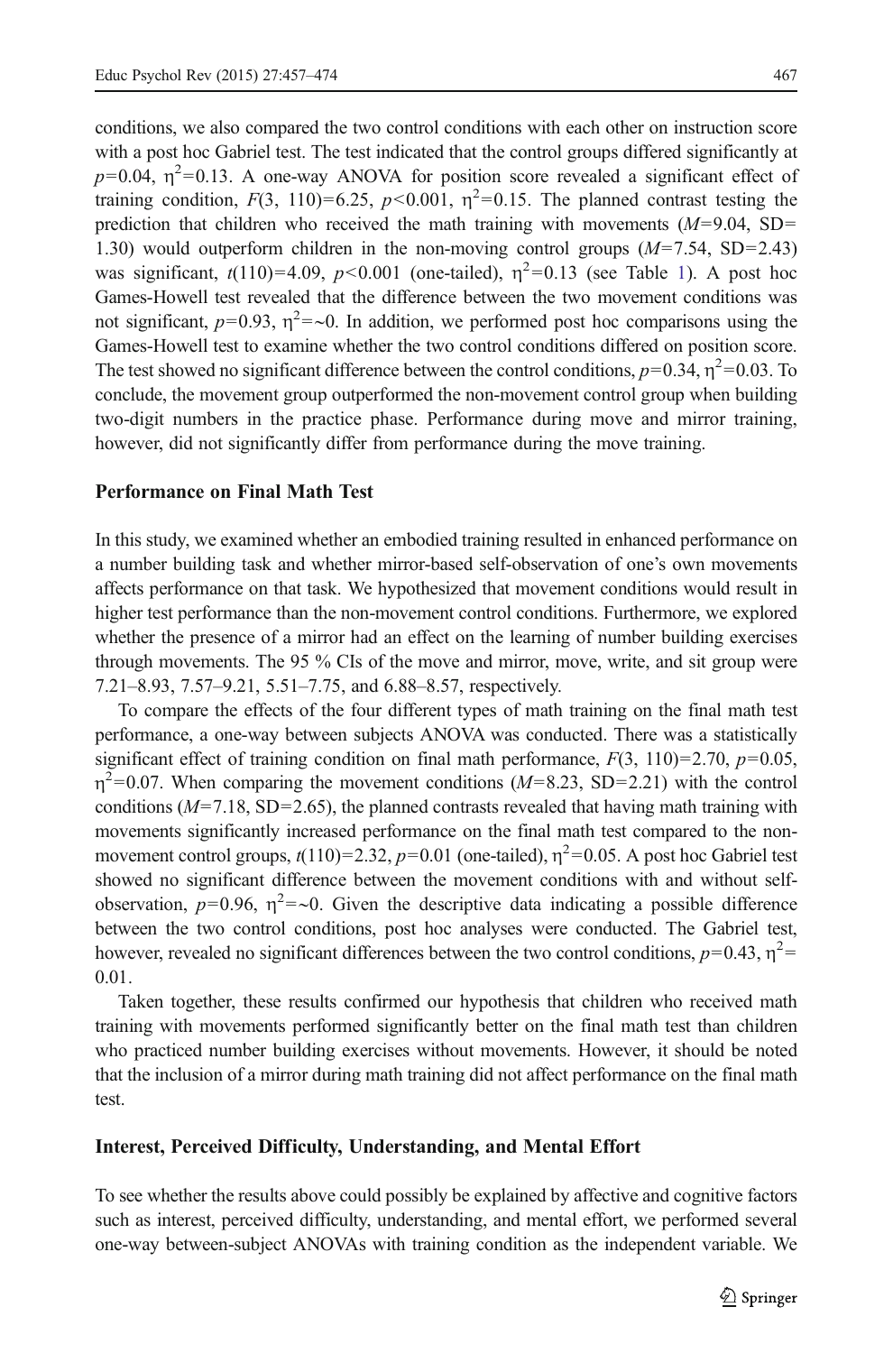conditions, we also compared the two control conditions with each other on instruction score with a post hoc Gabriel test. The test indicated that the control groups differed significantly at $p=0.04$, $\eta^2=0.13$. A one-way ANOVA for position score revealed a significant effect of training condition, $F(3, 110)=6.25$, $p<0.001$, $\eta^2=0.15$. The planned contrast testing the prediction that children who received the math training with movements ($M=9.04$, SD= 1.30) would outperform children in the non-moving control groups ($M=7.54$, SD=2.43) was significant, $t(110)=4.09$, $p<0.001$ (one-tailed), $\eta^2=0.13$ (see Table 1). A post hoc Games-Howell test revealed that the difference between the two movement conditions was not significant, $p=0.93$, $\eta^2=\sim 0$. In addition, we performed post hoc comparisons using the Games-Howell test to examine whether the two control conditions differed on position score. The test showed no significant difference between the control conditions, $p=0.34$, $\eta^2=0.03$. To conclude, the movement group outperformed the non-movement control group when building two-digit numbers in the practice phase. Performance during move and mirror training, however, did not significantly differ from performance during the move training.

### Performance on Final Math Test

In this study, we examined whether an embodied training resulted in enhanced performance on a number building task and whether mirror-based self-observation of one's own movements affects performance on that task. We hypothesized that movement conditions would result in higher test performance than the non-movement control conditions. Furthermore, we explored whether the presence of a mirror had an effect on the learning of number building exercises through movements. The 95 % CIs of the move and mirror, move, write, and sit group were 7.21–8.93, 7.57–9.21, 5.51–7.75, and 6.88–8.57, respectively.

To compare the effects of the four different types of math training on the final math test performance, a one-way between subjects ANOVA was conducted. There was a statistically significant effect of training condition on final math performance, $F(3, 110)=2.70$, $p=0.05$, $\eta^2=0.07$. When comparing the movement conditions ($M=8.23$, SD=2.21) with the control conditions ($M=7.18$, SD=2.65), the planned contrasts revealed that having math training with movements significantly increased performance on the final math test compared to the non-movement control groups, $t(110)=2.32$, $p=0.01$ (one-tailed), $\eta^2=0.05$. A post hoc Gabriel test showed no significant difference between the movement conditions with and without self-observation, $p=0.96$, $\eta^2=\sim 0$. Given the descriptive data indicating a possible difference between the two control conditions, post hoc analyses were conducted. The Gabriel test, however, revealed no significant differences between the two control conditions, $p=0.43$, $\eta^2=0.01$.

Taken together, these results confirmed our hypothesis that children who received math training with movements performed significantly better on the final math test than children who practiced number building exercises without movements. However, it should be noted that the inclusion of a mirror during math training did not affect performance on the final math test.

### Interest, Perceived Difficulty, Understanding, and Mental Effort

To see whether the results above could possibly be explained by affective and cognitive factors such as interest, perceived difficulty, understanding, and mental effort, we performed several one-way between-subject ANOVAs with training condition as the independent variable. We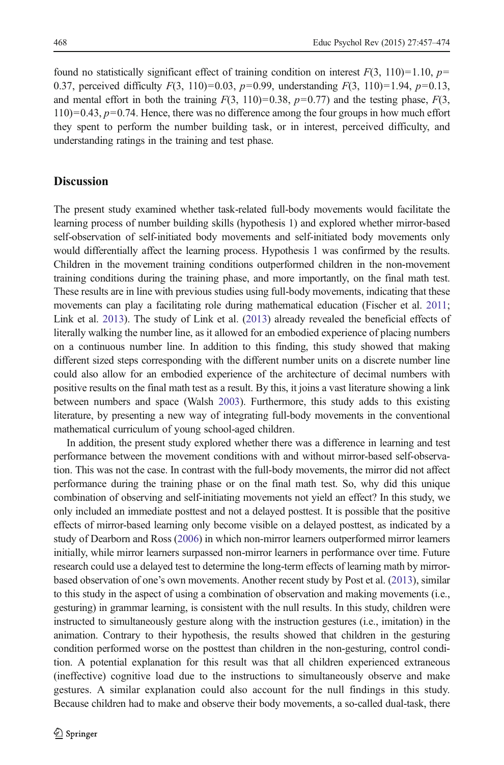found no statistically significant effect of training condition on interest $F(3, 110)=1.10$, $p=0.37$, perceived difficulty $F(3, 110)=0.03$, $p=0.99$, understanding $F(3, 110)=1.94$, $p=0.13$, and mental effort in both the training $F(3, 110)=0.38$, $p=0.77$) and the testing phase, $F(3, 110)=0.43$, $p=0.74$. Hence, there was no difference among the four groups in how much effort they spent to perform the number building task, or in interest, perceived difficulty, and understanding ratings in the training and test phase.

## Discussion

The present study examined whether task-related full-body movements would facilitate the learning process of number building skills (hypothesis 1) and explored whether mirror-based self-observation of self-initiated body movements and self-initiated body movements only would differentially affect the learning process. Hypothesis 1 was confirmed by the results. Children in the movement training conditions outperformed children in the non-movement training conditions during the training phase, and more importantly, on the final math test. These results are in line with previous studies using full-body movements, indicating that these movements can play a facilitating role during mathematical education (Fischer et al. 2011; Link et al. 2013). The study of Link et al. (2013) already revealed the beneficial effects of literally walking the number line, as it allowed for an embodied experience of placing numbers on a continuous number line. In addition to this finding, this study showed that making different sized steps corresponding with the different number units on a discrete number line could also allow for an embodied experience of the architecture of decimal numbers with positive results on the final math test as a result. By this, it joins a vast literature showing a link between numbers and space (Walsh 2003). Furthermore, this study adds to this existing literature, by presenting a new way of integrating full-body movements in the conventional mathematical curriculum of young school-aged children.

In addition, the present study explored whether there was a difference in learning and test performance between the movement conditions with and without mirror-based self-observation. This was not the case. In contrast with the full-body movements, the mirror did not affect performance during the training phase or on the final math test. So, why did this unique combination of observing and self-initiating movements not yield an effect? In this study, we only included an immediate posttest and not a delayed posttest. It is possible that the positive effects of mirror-based learning only become visible on a delayed posttest, as indicated by a study of Dearborn and Ross (2006) in which non-mirror learners outperformed mirror learners initially, while mirror learners surpassed non-mirror learners in performance over time. Future research could use a delayed test to determine the long-term effects of learning math by mirror-based observation of one's own movements. Another recent study by Post et al. (2013), similar to this study in the aspect of using a combination of observation and making movements (i.e., gesturing) in grammar learning, is consistent with the null results. In this study, children were instructed to simultaneously gesture along with the instruction gestures (i.e., imitation) in the animation. Contrary to their hypothesis, the results showed that children in the gesturing condition performed worse on the posttest than children in the non-gesturing, control condition. A potential explanation for this result was that all children experienced extraneous (ineffective) cognitive load due to the instructions to simultaneously observe and make gestures. A similar explanation could also account for the null findings in this study. Because children had to make and observe their body movements, a so-called dual-task, there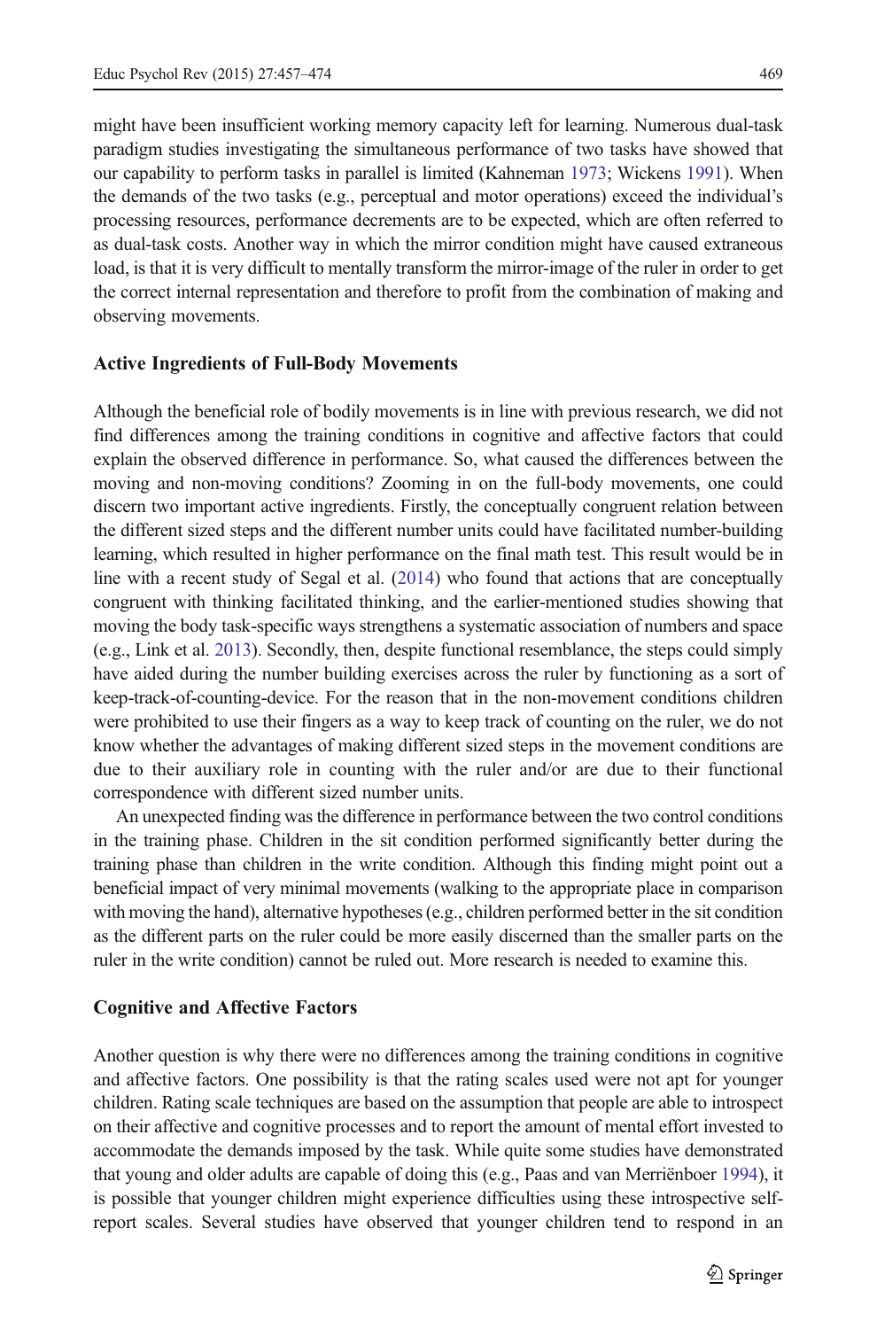might have been insufficient working memory capacity left for learning. Numerous dual-task paradigm studies investigating the simultaneous performance of two tasks have showed that our capability to perform tasks in parallel is limited (Kahneman 1973; Wickens 1991). When the demands of the two tasks (e.g., perceptual and motor operations) exceed the individual's processing resources, performance decrements are to be expected, which are often referred to as dual-task costs. Another way in which the mirror condition might have caused extraneous load, is that it is very difficult to mentally transform the mirror-image of the ruler in order to get the correct internal representation and therefore to profit from the combination of making and observing movements.

### Active Ingredients of Full-Body Movements

Although the beneficial role of bodily movements is in line with previous research, we did not find differences among the training conditions in cognitive and affective factors that could explain the observed difference in performance. So, what caused the differences between the moving and non-moving conditions? Zooming in on the full-body movements, one could discern two important active ingredients. Firstly, the conceptually congruent relation between the different sized steps and the different number units could have facilitated number-building learning, which resulted in higher performance on the final math test. This result would be in line with a recent study of Segal et al. (2014) who found that actions that are conceptually congruent with thinking facilitated thinking, and the earlier-mentioned studies showing that moving the body task-specific ways strengthens a systematic association of numbers and space (e.g., Link et al. 2013). Secondly, then, despite functional resemblance, the steps could simply have aided during the number building exercises across the ruler by functioning as a sort of keep-track-of-counting-device. For the reason that in the non-movement conditions children were prohibited to use their fingers as a way to keep track of counting on the ruler, we do not know whether the advantages of making different sized steps in the movement conditions are due to their auxiliary role in counting with the ruler and/or are due to their functional correspondence with different sized number units.

An unexpected finding was the difference in performance between the two control conditions in the training phase. Children in the sit condition performed significantly better during the training phase than children in the write condition. Although this finding might point out a beneficial impact of very minimal movements (walking to the appropriate place in comparison with moving the hand), alternative hypotheses (e.g., children performed better in the sit condition as the different parts on the ruler could be more easily discerned than the smaller parts on the ruler in the write condition) cannot be ruled out. More research is needed to examine this.

### Cognitive and Affective Factors

Another question is why there were no differences among the training conditions in cognitive and affective factors. One possibility is that the rating scales used were not apt for younger children. Rating scale techniques are based on the assumption that people are able to introspect on their affective and cognitive processes and to report the amount of mental effort invested to accommodate the demands imposed by the task. While quite some studies have demonstrated that young and older adults are capable of doing this (e.g., Paas and van Merriënboer 1994), it is possible that younger children might experience difficulties using these introspective self-report scales. Several studies have observed that younger children tend to respond in an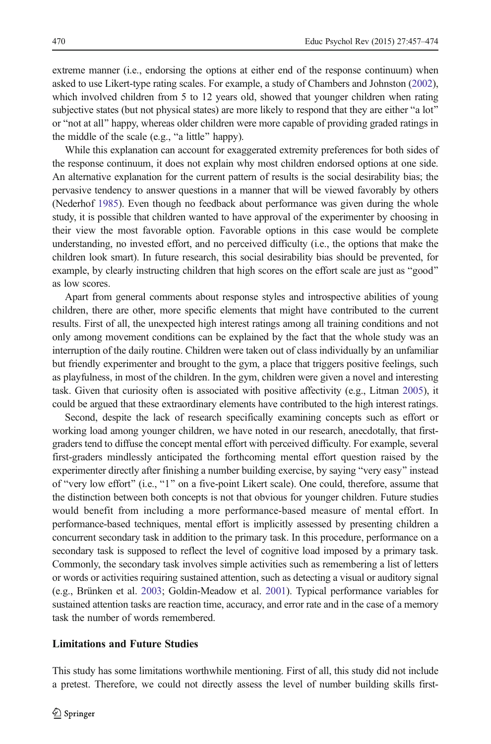extreme manner (i.e., endorsing the options at either end of the response continuum) when asked to use Likert-type rating scales. For example, a study of Chambers and Johnston (2002), which involved children from 5 to 12 years old, showed that younger children when rating subjective states (but not physical states) are more likely to respond that they are either "a lot" or "not at all" happy, whereas older children were more capable of providing graded ratings in the middle of the scale (e.g., "a little" happy).

While this explanation can account for exaggerated extremity preferences for both sides of the response continuum, it does not explain why most children endorsed options at one side. An alternative explanation for the current pattern of results is the social desirability bias; the pervasive tendency to answer questions in a manner that will be viewed favorably by others (Nederhof 1985). Even though no feedback about performance was given during the whole study, it is possible that children wanted to have approval of the experimenter by choosing in their view the most favorable option. Favorable options in this case would be complete understanding, no invested effort, and no perceived difficulty (i.e., the options that make the children look smart). In future research, this social desirability bias should be prevented, for example, by clearly instructing children that high scores on the effort scale are just as "good" as low scores.

Apart from general comments about response styles and introspective abilities of young children, there are other, more specific elements that might have contributed to the current results. First of all, the unexpected high interest ratings among all training conditions and not only among movement conditions can be explained by the fact that the whole study was an interruption of the daily routine. Children were taken out of class individually by an unfamiliar but friendly experimenter and brought to the gym, a place that triggers positive feelings, such as playfulness, in most of the children. In the gym, children were given a novel and interesting task. Given that curiosity often is associated with positive affectivity (e.g., Litman 2005), it could be argued that these extraordinary elements have contributed to the high interest ratings.

Second, despite the lack of research specifically examining concepts such as effort or working load among younger children, we have noted in our research, anecdotally, that first-graders tend to diffuse the concept mental effort with perceived difficulty. For example, several first-graders mindlessly anticipated the forthcoming mental effort question raised by the experimenter directly after finishing a number building exercise, by saying "very easy" instead of "very low effort" (i.e., "1" on a five-point Likert scale). One could, therefore, assume that the distinction between both concepts is not that obvious for younger children. Future studies would benefit from including a more performance-based measure of mental effort. In performance-based techniques, mental effort is implicitly assessed by presenting children a concurrent secondary task in addition to the primary task. In this procedure, performance on a secondary task is supposed to reflect the level of cognitive load imposed by a primary task. Commonly, the secondary task involves simple activities such as remembering a list of letters or words or activities requiring sustained attention, such as detecting a visual or auditory signal (e.g., Brünken et al. 2003; Goldin-Meadow et al. 2001). Typical performance variables for sustained attention tasks are reaction time, accuracy, and error rate and in the case of a memory task the number of words remembered.

### Limitations and Future Studies

This study has some limitations worthwhile mentioning. First of all, this study did not include a pretest. Therefore, we could not directly assess the level of number building skills first-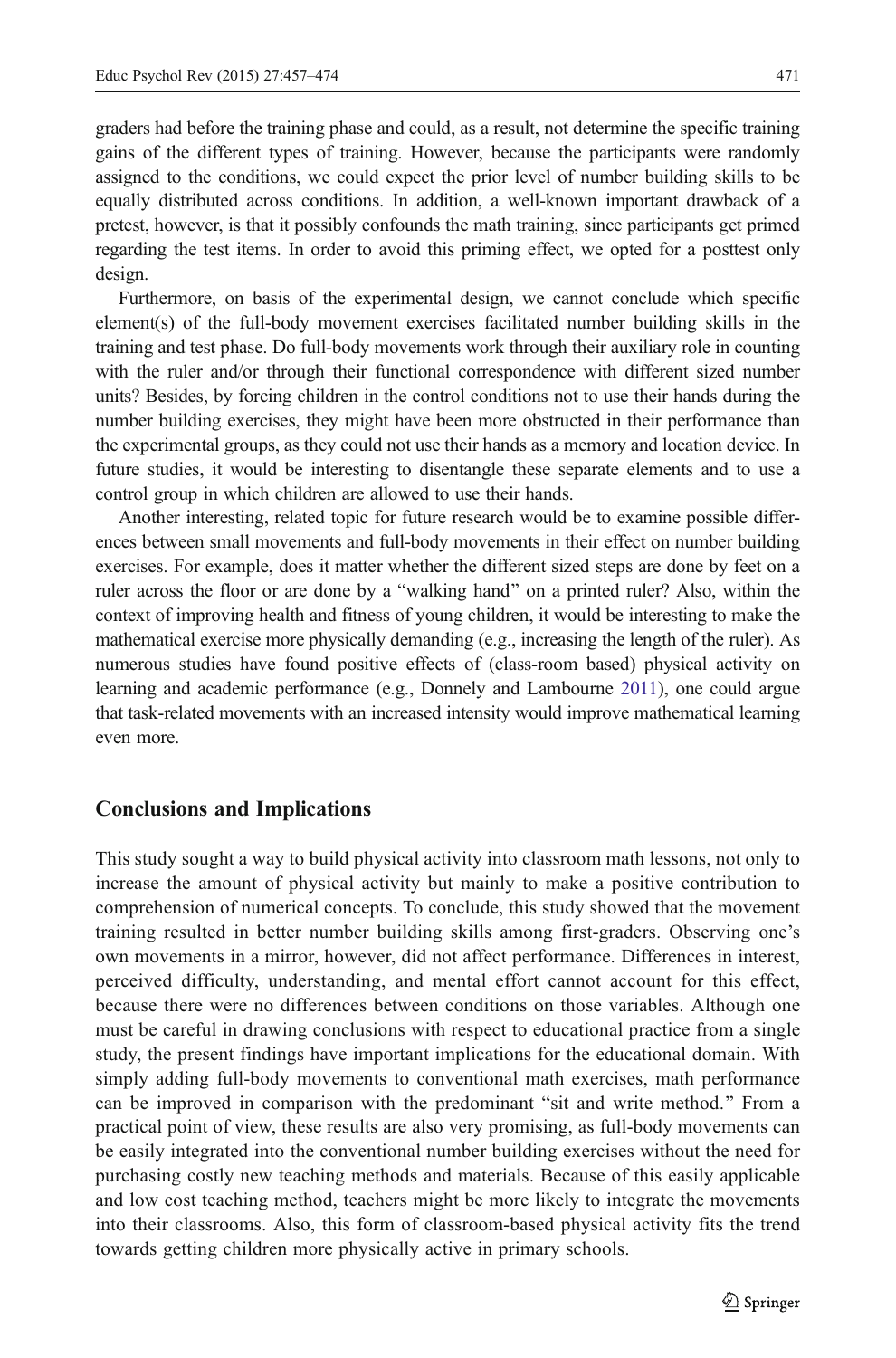graders had before the training phase and could, as a result, not determine the specific training gains of the different types of training. However, because the participants were randomly assigned to the conditions, we could expect the prior level of number building skills to be equally distributed across conditions. In addition, a well-known important drawback of a pretest, however, is that it possibly confounds the math training, since participants get primed regarding the test items. In order to avoid this priming effect, we opted for a posttest only design.

Furthermore, on basis of the experimental design, we cannot conclude which specific element(s) of the full-body movement exercises facilitated number building skills in the training and test phase. Do full-body movements work through their auxiliary role in counting with the ruler and/or through their functional correspondence with different sized number units? Besides, by forcing children in the control conditions not to use their hands during the number building exercises, they might have been more obstructed in their performance than the experimental groups, as they could not use their hands as a memory and location device. In future studies, it would be interesting to disentangle these separate elements and to use a control group in which children are allowed to use their hands.

Another interesting, related topic for future research would be to examine possible differences between small movements and full-body movements in their effect on number building exercises. For example, does it matter whether the different sized steps are done by feet on a ruler across the floor or are done by a "walking hand" on a printed ruler? Also, within the context of improving health and fitness of young children, it would be interesting to make the mathematical exercise more physically demanding (e.g., increasing the length of the ruler). As numerous studies have found positive effects of (class-room based) physical activity on learning and academic performance (e.g., Donnely and Lambourne 2011), one could argue that task-related movements with an increased intensity would improve mathematical learning even more.

## Conclusions and Implications

This study sought a way to build physical activity into classroom math lessons, not only to increase the amount of physical activity but mainly to make a positive contribution to comprehension of numerical concepts. To conclude, this study showed that the movement training resulted in better number building skills among first-graders. Observing one's own movements in a mirror, however, did not affect performance. Differences in interest, perceived difficulty, understanding, and mental effort cannot account for this effect, because there were no differences between conditions on those variables. Although one must be careful in drawing conclusions with respect to educational practice from a single study, the present findings have important implications for the educational domain. With simply adding full-body movements to conventional math exercises, math performance can be improved in comparison with the predominant "sit and write method." From a practical point of view, these results are also very promising, as full-body movements can be easily integrated into the conventional number building exercises without the need for purchasing costly new teaching methods and materials. Because of this easily applicable and low cost teaching method, teachers might be more likely to integrate the movements into their classrooms. Also, this form of classroom-based physical activity fits the trend towards getting children more physically active in primary schools.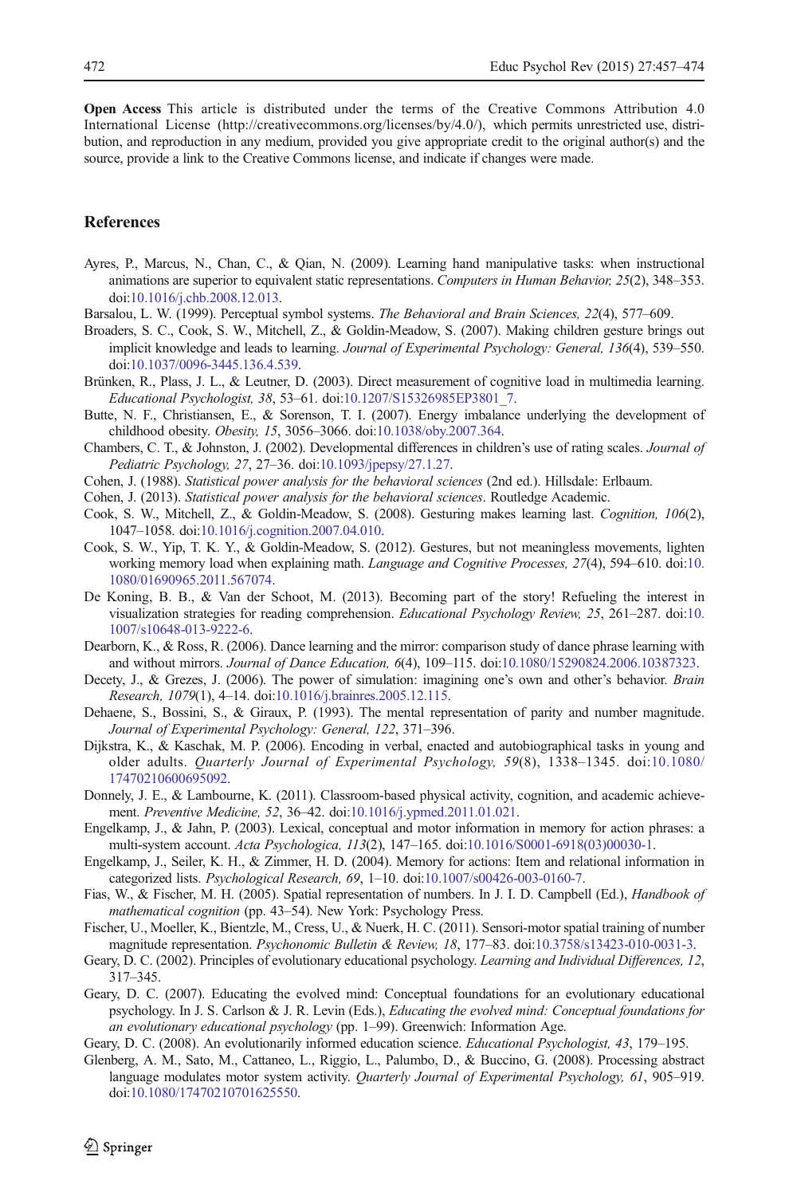**Open Access** This article is distributed under the terms of the Creative Commons Attribution 4.0 International License (http://creativecommons.org/licenses/by/4.0/), which permits unrestricted use, distribution, and reproduction in any medium, provided you give appropriate credit to the original author(s) and the source, provide a link to the Creative Commons license, and indicate if changes were made.

## References

Ayres, P., Marcus, N., Chan, C., & Qian, N. (2009). Learning hand manipulative tasks: when instructional animations are superior to equivalent static representations. *Computers in Human Behavior, 25*(2), 348–353. doi:10.1016/j.chb.2008.12.013.

Barsalou, L. W. (1999). Perceptual symbol systems. *The Behavioral and Brain Sciences, 22*(4), 577–609.

Broaders, S. C., Cook, S. W., Mitchell, Z., & Goldin-Meadow, S. (2007). Making children gesture brings out implicit knowledge and leads to learning. *Journal of Experimental Psychology: General, 136*(4), 539–550. doi:10.1037/0096-3445.136.4.539.

Brünken, R., Plass, J. L., & Leutner, D. (2003). Direct measurement of cognitive load in multimedia learning. *Educational Psychologist, 38*, 53–61. doi:10.1207/S15326985EP3801_7.

Butte, N. F., Christiansen, E., & Sorenson, T. I. (2007). Energy imbalance underlying the development of childhood obesity. *Obesity, 15*, 3056–3066. doi:10.1038/oby.2007.364.

Chambers, C. T., & Johnston, J. (2002). Developmental differences in children's use of rating scales. *Journal of Pediatric Psychology, 27*, 27–36. doi:10.1093/jpepsy/27.1.27.

Cohen, J. (1988). *Statistical power analysis for the behavioral sciences* (2nd ed.). Hillsdale: Erlbaum.

Cohen, J. (2013). *Statistical power analysis for the behavioral sciences*. Routledge Academic.

Cook, S. W., Mitchell, Z., & Goldin-Meadow, S. (2008). Gesturing makes learning last. *Cognition, 106*(2), 1047–1058. doi:10.1016/j.cognition.2007.04.010.

Cook, S. W., Yip, T. K. Y., & Goldin-Meadow, S. (2012). Gestures, but not meaningless movements, lighten working memory load when explaining math. *Language and Cognitive Processes, 27*(4), 594–610. doi:10.1080/01690965.2011.567074.

De Koning, B. B., & Van der Schoot, M. (2013). Becoming part of the story! Refueling the interest in visualization strategies for reading comprehension. *Educational Psychology Review, 25*, 261–287. doi:10.1007/s10648-013-9222-6.

Dearborn, K., & Ross, R. (2006). Dance learning and the mirror: comparison study of dance phrase learning with and without mirrors. *Journal of Dance Education, 6*(4), 109–115. doi:10.1080/15290824.2006.10387323.

Decety, J., & Grezes, J. (2006). The power of simulation: imagining one's own and other's behavior. *Brain Research, 1079*(1), 4–14. doi:10.1016/j.brainres.2005.12.115.

Dehaene, S., Bossini, S., & Giraux, P. (1993). The mental representation of parity and number magnitude. *Journal of Experimental Psychology: General, 122*, 371–396.

Dijkstra, K., & Kaschak, M. P. (2006). Encoding in verbal, enacted and autobiographical tasks in young and older adults. *Quarterly Journal of Experimental Psychology, 59*(8), 1338–1345. doi:10.1080/17470210600695092.

Donnely, J. E., & Lambourne, K. (2011). Classroom-based physical activity, cognition, and academic achievement. *Preventive Medicine, 52*, 36–42. doi:10.1016/j.ypmed.2011.01.021.

Engelkamp, J., & Jahn, P. (2003). Lexical, conceptual and motor information in memory for action phrases: a multi-system account. *Acta Psychologica, 113*(2), 147–165. doi:10.1016/S0001-6918(03)00030-1.

Engelkamp, J., Seiler, K. H., & Zimmer, H. D. (2004). Memory for actions: Item and relational information in categorized lists. *Psychological Research, 69*, 1–10. doi:10.1007/s00426-003-0160-7.

Fias, W., & Fischer, M. H. (2005). Spatial representation of numbers. In J. I. D. Campbell (Ed.), *Handbook of mathematical cognition* (pp. 43–54). New York: Psychology Press.

Fischer, U., Moeller, K., Bientzle, M., Cress, U., & Nuerk, H. C. (2011). Sensori-motor spatial training of number magnitude representation. *Psychonomic Bulletin & Review, 18*, 177–83. doi:10.3758/s13423-010-0031-3.

Geary, D. C. (2002). Principles of evolutionary educational psychology. *Learning and Individual Differences, 12*, 317–345.

Geary, D. C. (2007). Educating the evolved mind: Conceptual foundations for an evolutionary educational psychology. In J. S. Carlson & J. R. Levin (Eds.), *Educating the evolved mind: Conceptual foundations for an evolutionary educational psychology* (pp. 1–99). Greenwich: Information Age.

Geary, D. C. (2008). An evolutionarily informed education science. *Educational Psychologist, 43*, 179–195.

Glenberg, A. M., Sato, M., Cattaneo, L., Riggio, L., Palumbo, D., & Buccino, G. (2008). Processing abstract language modulates motor system activity. *Quarterly Journal of Experimental Psychology, 61*, 905–919. doi:10.1080/17470210701625550.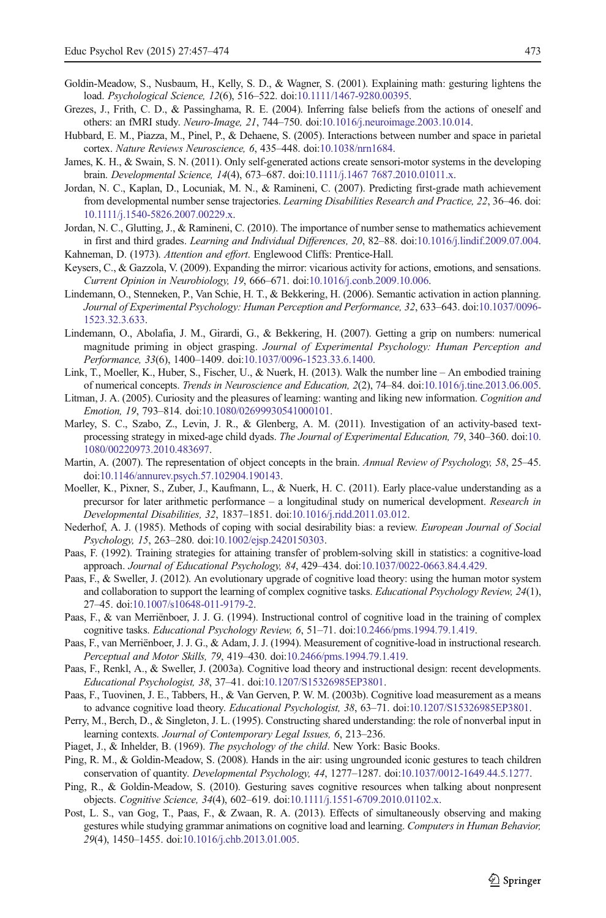Goldin-Meadow, S., Nusbaum, H., Kelly, S. D., & Wagner, S. (2001). Explaining math: gesturing lightens the load. *Psychological Science, 12*(6), 516–522. doi:10.1111/1467-9280.00395.

Grezes, J., Frith, C. D., & Passinghama, R. E. (2004). Inferring false beliefs from the actions of oneself and others: an fMRI study. *Neuro-Image, 21*, 744–750. doi:10.1016/j.neuroimage.2003.10.014.

Hubbard, E. M., Piazza, M., Pinel, P., & Dehaene, S. (2005). Interactions between number and space in parietal cortex. *Nature Reviews Neuroscience, 6*, 435–448. doi:10.1038/nrn1684.

James, K. H., & Swain, S. N. (2011). Only self-generated actions create sensori-motor systems in the developing brain. *Developmental Science, 14*(4), 673–687. doi:10.1111/j.1467 7687.2010.01011.x.

Jordan, N. C., Kaplan, D., Locuniak, M. N., & Ramineni, C. (2007). Predicting first-grade math achievement from developmental number sense trajectories. *Learning Disabilities Research and Practice, 22*, 36–46. doi:10.1111/j.1540-5826.2007.00229.x.

Jordan, N. C., Glutting, J., & Ramineni, C. (2010). The importance of number sense to mathematics achievement in first and third grades. *Learning and Individual Differences, 20*, 82–88. doi:10.1016/j.lindif.2009.07.004.

Kahneman, D. (1973). *Attention and effort*. Englewood Cliffs: Prentice-Hall.

Keysers, C., & Gazzola, V. (2009). Expanding the mirror: vicarious activity for actions, emotions, and sensations. *Current Opinion in Neurobiology, 19*, 666–671. doi:10.1016/j.conb.2009.10.006.

Lindemann, O., Stenneken, P., Van Schie, H. T., & Bekkering, H. (2006). Semantic activation in action planning. *Journal of Experimental Psychology: Human Perception and Performance, 32*, 633–643. doi:10.1037/0096-1523.32.3.633.

Lindemann, O., Abolafia, J. M., Girardi, G., & Bekkering, H. (2007). Getting a grip on numbers: numerical magnitude priming in object grasping. *Journal of Experimental Psychology: Human Perception and Performance, 33*(6), 1400–1409. doi:10.1037/0096-1523.33.6.1400.

Link, T., Moeller, K., Huber, S., Fischer, U., & Nuerk, H. (2013). Walk the number line – An embodied training of numerical concepts. *Trends in Neuroscience and Education, 2*(2), 74–84. doi:10.1016/j.tine.2013.06.005.

Litman, J. A. (2005). Curiosity and the pleasures of learning: wanting and liking new information. *Cognition and Emotion, 19*, 793–814. doi:10.1080/02699930541000101.

Marley, S. C., Szabo, Z., Levin, J. R., & Glenberg, A. M. (2011). Investigation of an activity-based text-processing strategy in mixed-age child dyads. *The Journal of Experimental Education, 79*, 340–360. doi:10.1080/00220973.2010.483697.

Martin, A. (2007). The representation of object concepts in the brain. *Annual Review of Psychology, 58*, 25–45. doi:10.1146/annurev.psych.57.102904.190143.

Moeller, K., Pixner, S., Zuber, J., Kaufmann, L., & Nuerk, H. C. (2011). Early place-value understanding as a precursor for later arithmetic performance – a longitudinal study on numerical development. *Research in Developmental Disabilities, 32*, 1837–1851. doi:10.1016/j.ridd.2011.03.012.

Nederhof, A. J. (1985). Methods of coping with social desirability bias: a review. *European Journal of Social Psychology, 15*, 263–280. doi:10.1002/ejsp.2420150303.

Paas, F. (1992). Training strategies for attaining transfer of problem-solving skill in statistics: a cognitive-load approach. *Journal of Educational Psychology, 84*, 429–434. doi:10.1037/0022-0663.84.4.429.

Paas, F., & Sweller, J. (2012). An evolutionary upgrade of cognitive load theory: using the human motor system and collaboration to support the learning of complex cognitive tasks. *Educational Psychology Review, 24*(1), 27–45. doi:10.1007/s10648-011-9179-2.

Paas, F., & van Merriënboer, J. J. G. (1994). Instructional control of cognitive load in the training of complex cognitive tasks. *Educational Psychology Review, 6*, 51–71. doi:10.2466/pms.1994.79.1.419.

Paas, F., van Merriënboer, J. J. G., & Adam, J. J. (1994). Measurement of cognitive-load in instructional research. *Perceptual and Motor Skills, 79*, 419–430. doi:10.2466/pms.1994.79.1.419.

Paas, F., Renkl, A., & Sweller, J. (2003a). Cognitive load theory and instructional design: recent developments. *Educational Psychologist, 38*, 37–41. doi:10.1207/S15326985EP3801.

Paas, F., Tuovinen, J. E., Tabbers, H., & Van Gerven, P. W. M. (2003b). Cognitive load measurement as a means to advance cognitive load theory. *Educational Psychologist, 38*, 63–71. doi:10.1207/S15326985EP3801.

Perry, M., Berch, D., & Singleton, J. L. (1995). Constructing shared understanding: the role of nonverbal input in learning contexts. *Journal of Contemporary Legal Issues, 6*, 213–236.

Piaget, J., & Inhelder, B. (1969). *The psychology of the child*. New York: Basic Books.

Ping, R. M., & Goldin-Meadow, S. (2008). Hands in the air: using ungrounded iconic gestures to teach children conservation of quantity. *Developmental Psychology, 44*, 1277–1287. doi:10.1037/0012-1649.44.5.1277.

Ping, R., & Goldin-Meadow, S. (2010). Gesturing saves cognitive resources when talking about nonpresent objects. *Cognitive Science, 34*(4), 602–619. doi:10.1111/j.1551-6709.2010.01102.x.

Post, L. S., van Gog, T., Paas, F., & Zwaan, R. A. (2013). Effects of simultaneously observing and making gestures while studying grammar animations on cognitive load and learning. *Computers in Human Behavior, 29*(4), 1450–1455. doi:10.1016/j.chb.2013.01.005.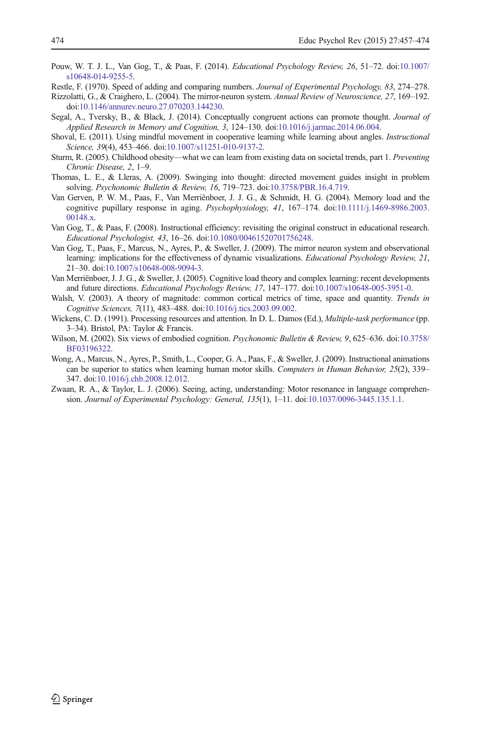Pouw, W. T. J. L., Van Gog, T., & Paas, F. (2014). *Educational Psychology Review, 26*, 51–72. doi:10.1007/s10648-014-9255-5.

Restle, F. (1970). Speed of adding and comparing numbers. *Journal of Experimental Psychology, 83*, 274–278.

Rizzolatti, G., & Craighero, L. (2004). The mirror-neuron system. *Annual Review of Neuroscience, 27*, 169–192. doi:10.1146/annurev.neuro.27.070203.144230.

Segal, A., Tversky, B., & Black, J. (2014). Conceptually congruent actions can promote thought. *Journal of Applied Research in Memory and Cognition, 3*, 124–130. doi:10.1016/j.jarmac.2014.06.004.

Shoval, E. (2011). Using mindful movement in cooperative learning while learning about angles. *Instructional Science, 39*(4), 453–466. doi:10.1007/s11251-010-9137-2.

Sturm, R. (2005). Childhood obesity—what we can learn from existing data on societal trends, part 1. *Preventing Chronic Disease, 2*, 1–9.

Thomas, L. E., & Lleras, A. (2009). Swinging into thought: directed movement guides insight in problem solving. *Psychonomic Bulletin & Review, 16*, 719–723. doi:10.3758/PBR.16.4.719.

Van Gerven, P. W. M., Paas, F., Van Merriënboer, J. J. G., & Schmidt, H. G. (2004). Memory load and the cognitive pupillary response in aging. *Psychophysiology, 41*, 167–174. doi:10.1111/j.1469-8986.2003.00148.x.

Van Gog, T., & Paas, F. (2008). Instructional efficiency: revisiting the original construct in educational research. *Educational Psychologist, 43*, 16–26. doi:10.1080/00461520701756248.

Van Gog, T., Paas, F., Marcus, N., Ayres, P., & Sweller, J. (2009). The mirror neuron system and observational learning: implications for the effectiveness of dynamic visualizations. *Educational Psychology Review, 21*, 21–30. doi:10.1007/s10648-008-9094-3.

Van Merriënboer, J. J. G., & Sweller, J. (2005). Cognitive load theory and complex learning: recent developments and future directions. *Educational Psychology Review, 17*, 147–177. doi:10.1007/s10648-005-3951-0.

Walsh, V. (2003). A theory of magnitude: common cortical metrics of time, space and quantity. *Trends in Cognitive Sciences, 7*(11), 483–488. doi:10.1016/j.tics.2003.09.002.

Wickens, C. D. (1991). Processing resources and attention. In D. L. Damos (Ed.), *Multiple-task performance* (pp. 3–34). Bristol, PA: Taylor & Francis.

Wilson, M. (2002). Six views of embodied cognition. *Psychonomic Bulletin & Review, 9*, 625–636. doi:10.3758/BF03196322.

Wong, A., Marcus, N., Ayres, P., Smith, L., Cooper, G. A., Paas, F., & Sweller, J. (2009). Instructional animations can be superior to statics when learning human motor skills. *Computers in Human Behavior, 25*(2), 339–347. doi:10.1016/j.chb.2008.12.012.

Zwaan, R. A., & Taylor, L. J. (2006). Seeing, acting, understanding: Motor resonance in language comprehension. *Journal of Experimental Psychology: General, 135*(1), 1–11. doi:10.1037/0096-3445.135.1.1.